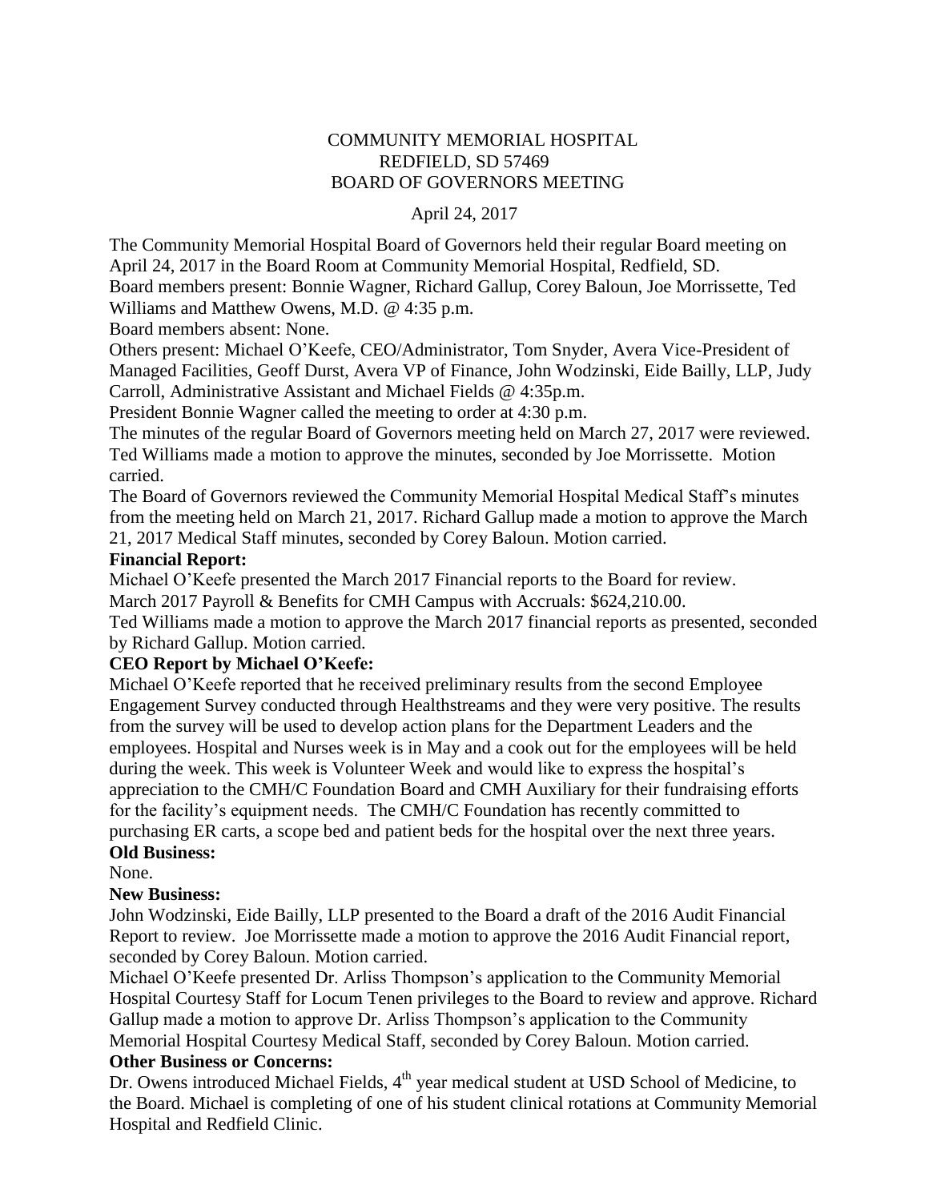# COMMUNITY MEMORIAL HOSPITAL
# REDFIELD, SD 57469
# BOARD OF GOVERNORS MEETING

April 24, 2017

The Community Memorial Hospital Board of Governors held their regular Board meeting on April 24, 2017 in the Board Room at Community Memorial Hospital, Redfield, SD.
Board members present: Bonnie Wagner, Richard Gallup, Corey Baloun, Joe Morrissette, Ted Williams and Matthew Owens, M.D. @ 4:35 p.m.
Board members absent: None.
Others present: Michael O'Keefe, CEO/Administrator, Tom Snyder, Avera Vice-President of Managed Facilities, Geoff Durst, Avera VP of Finance, John Wodzinski, Eide Bailly, LLP, Judy Carroll, Administrative Assistant and Michael Fields @ 4:35p.m.
President Bonnie Wagner called the meeting to order at 4:30 p.m.
The minutes of the regular Board of Governors meeting held on March 27, 2017 were reviewed. Ted Williams made a motion to approve the minutes, seconded by Joe Morrissette. Motion carried.
The Board of Governors reviewed the Community Memorial Hospital Medical Staff's minutes from the meeting held on March 21, 2017. Richard Gallup made a motion to approve the March 21, 2017 Medical Staff minutes, seconded by Corey Baloun. Motion carried.

**Financial Report:**

Michael O'Keefe presented the March 2017 Financial reports to the Board for review.
March 2017 Payroll & Benefits for CMH Campus with Accruals: $624,210.00.
Ted Williams made a motion to approve the March 2017 financial reports as presented, seconded by Richard Gallup. Motion carried.

**CEO Report by Michael O'Keefe:**

Michael O'Keefe reported that he received preliminary results from the second Employee Engagement Survey conducted through Healthstreams and they were very positive. The results from the survey will be used to develop action plans for the Department Leaders and the employees. Hospital and Nurses week is in May and a cook out for the employees will be held during the week. This week is Volunteer Week and would like to express the hospital's appreciation to the CMH/C Foundation Board and CMH Auxiliary for their fundraising efforts for the facility's equipment needs. The CMH/C Foundation has recently committed to purchasing ER carts, a scope bed and patient beds for the hospital over the next three years.

**Old Business:**

None.

**New Business:**

John Wodzinski, Eide Bailly, LLP presented to the Board a draft of the 2016 Audit Financial Report to review. Joe Morrissette made a motion to approve the 2016 Audit Financial report, seconded by Corey Baloun. Motion carried.
Michael O'Keefe presented Dr. Arliss Thompson's application to the Community Memorial Hospital Courtesy Staff for Locum Tenen privileges to the Board to review and approve. Richard Gallup made a motion to approve Dr. Arliss Thompson's application to the Community Memorial Hospital Courtesy Medical Staff, seconded by Corey Baloun. Motion carried.

**Other Business or Concerns:**

Dr. Owens introduced Michael Fields, 4th year medical student at USD School of Medicine, to the Board. Michael is completing of one of his student clinical rotations at Community Memorial Hospital and Redfield Clinic.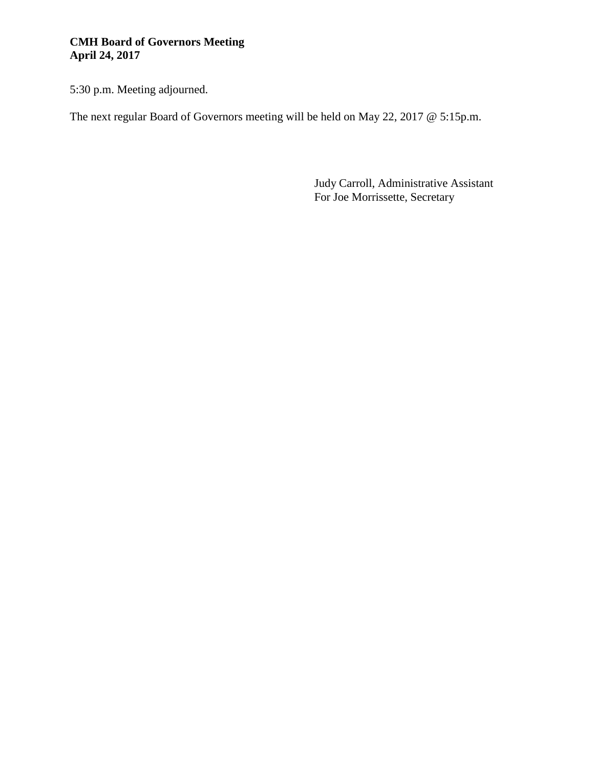5:30 p.m. Meeting adjourned.

The next regular Board of Governors meeting will be held on May 22, 2017 @ 5:15p.m.

Judy Carroll, Administrative Assistant
For Joe Morrissette, Secretary